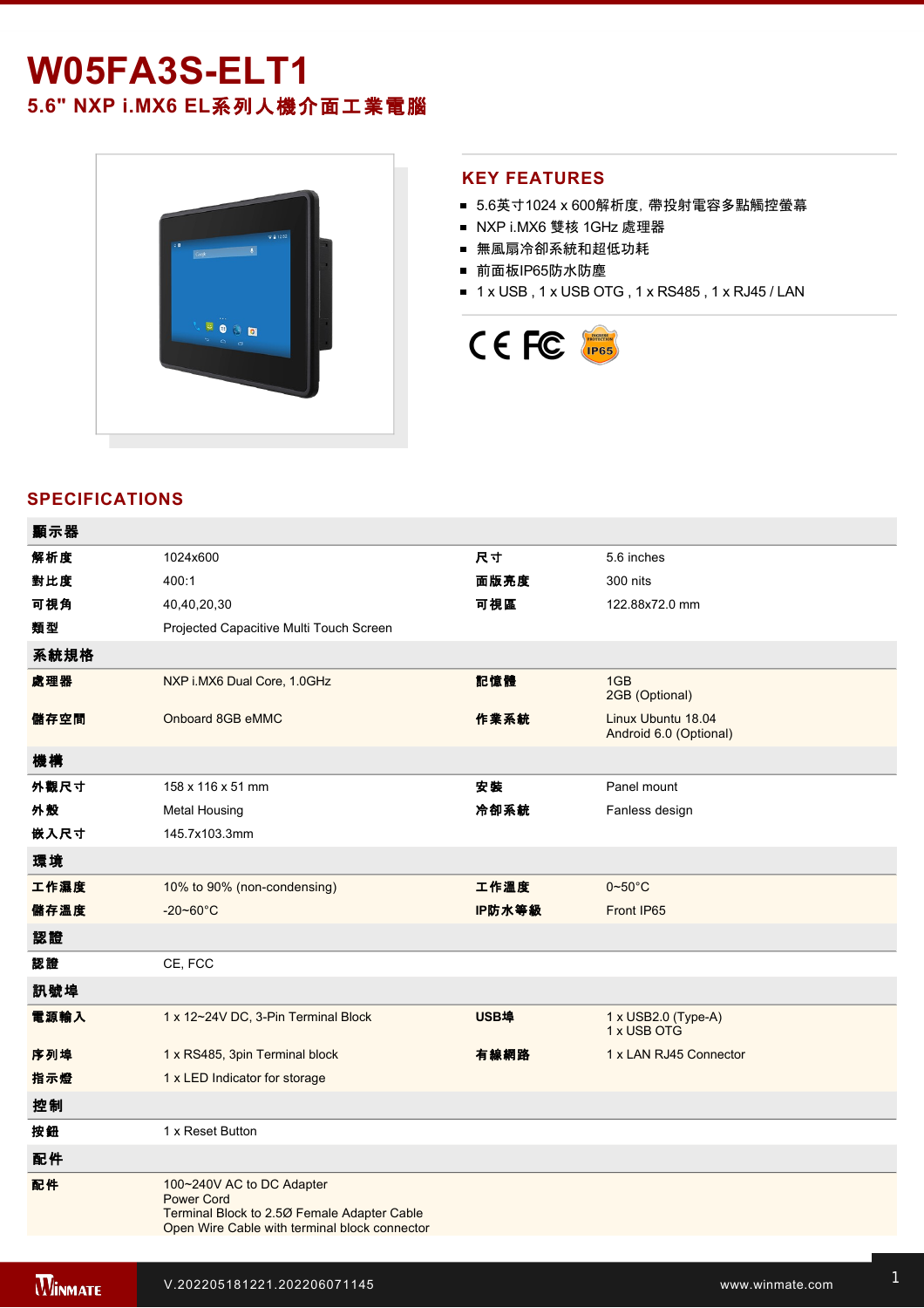# W05FA3S-ELT1

## 5.6" NXP i.MX6 EL系列人機介面工業電腦

## KEY FEATURES

- 5.6英寸1024 x 600解析度, 帶投射電容多點觸控螢幕
- NXP i.MX6 雙核 1GHz 處理器
- 無風扇冷卻系統和超低功耗
- 前面板IP65防水防塵
- 1 x USB , 1 x USB OTG , 1 x RS485 , 1 x RJ45 / LAN

## SPECIFICATIONS

| 顯示器 | | | |
|---|---|---|---|
| 解析度 | 1024x600 | 尺寸 | 5.6 inches |
| 對比度 | 400:1 | 面版亮度 | 300 nits |
| 可視角 | 40,40,20,30 | 可視區 | 122.88x72.0 mm |
| 類型 | Projected Capacitive Multi Touch Screen | | |
| **系統規格** | | | |
| 處理器 | NXP i.MX6 Dual Core, 1.0GHz | 記憶體 | 1GB<br>2GB (Optional) |
| 儲存空間 | Onboard 8GB eMMC | 作業系統 | Linux Ubuntu 18.04<br>Android 6.0 (Optional) |
| **機構** | | | |
| 外觀尺寸 | 158 x 116 x 51 mm | 安裝 | Panel mount |
| 外殼 | Metal Housing | 冷卻系統 | Fanless design |
| 嵌入尺寸 | 145.7x103.3mm | | |
| **環境** | | | |
| 工作濕度 | 10% to 90% (non-condensing) | 工作溫度 | 0~50°C |
| 儲存溫度 | -20~60°C | IP防水等級 | Front IP65 |
| **認證** | | | |
| 認證 | CE, FCC | | |
| **訊號埠** | | | |
| 電源輸入 | 1 x 12~24V DC, 3-Pin Terminal Block | USB埠 | 1 x USB2.0 (Type-A)<br>1 x USB OTG |
| 序列埠 | 1 x RS485, 3pin Terminal block | 有線網路 | 1 x LAN RJ45 Connector |
| 指示燈 | 1 x LED Indicator for storage | | |
| **控制** | | | |
| 按鈕 | 1 x Reset Button | | |
| **配件** | | | |
| 配件 | 100~240V AC to DC Adapter<br>Power Cord<br>Terminal Block to 2.5Ø Female Adapter Cable<br>Open Wire Cable with terminal block connector | | |

V.202205181221.202206071145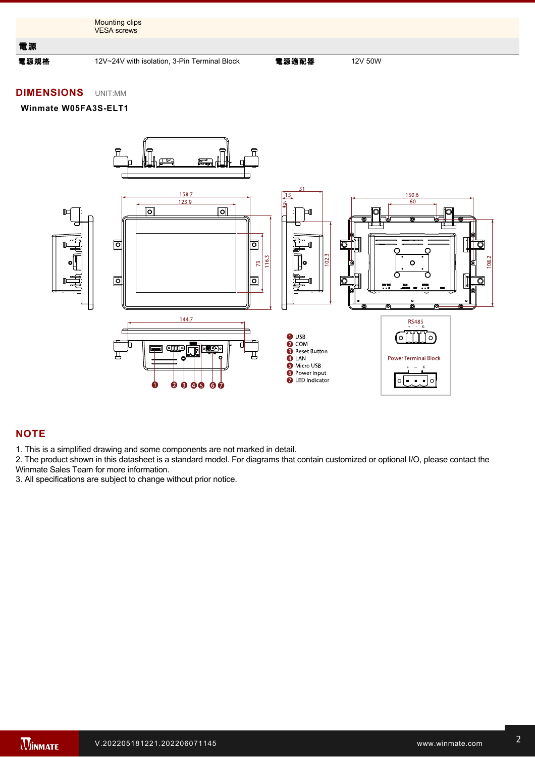| | | | |
|---|---|---|---|
| | Mounting clips<br>VESA screws | | |
| **電源** | | | |
| **電源規格** | 12V~24V with isolation, 3-Pin Terminal Block | **電源適配器** | 12V 50W |

## DIMENSIONS UNIT:MM

**Winmate W05FA3S-ELT1**

158.7
123.9
73
116.3
51
15
6
102.3
150.6
60
108.2
144.7

1. USB
2. COM
3. Reset Button
4. LAN
5. Micro USB
6. Power Input
7. LED Indicator

RS485
Power Terminal Block

## NOTE

1. This is a simplified drawing and some components are not marked in detail.
2. The product shown in this datasheet is a standard model. For diagrams that contain customized or optional I/O, please contact the Winmate Sales Team for more information.
3. All specifications are subject to change without prior notice.